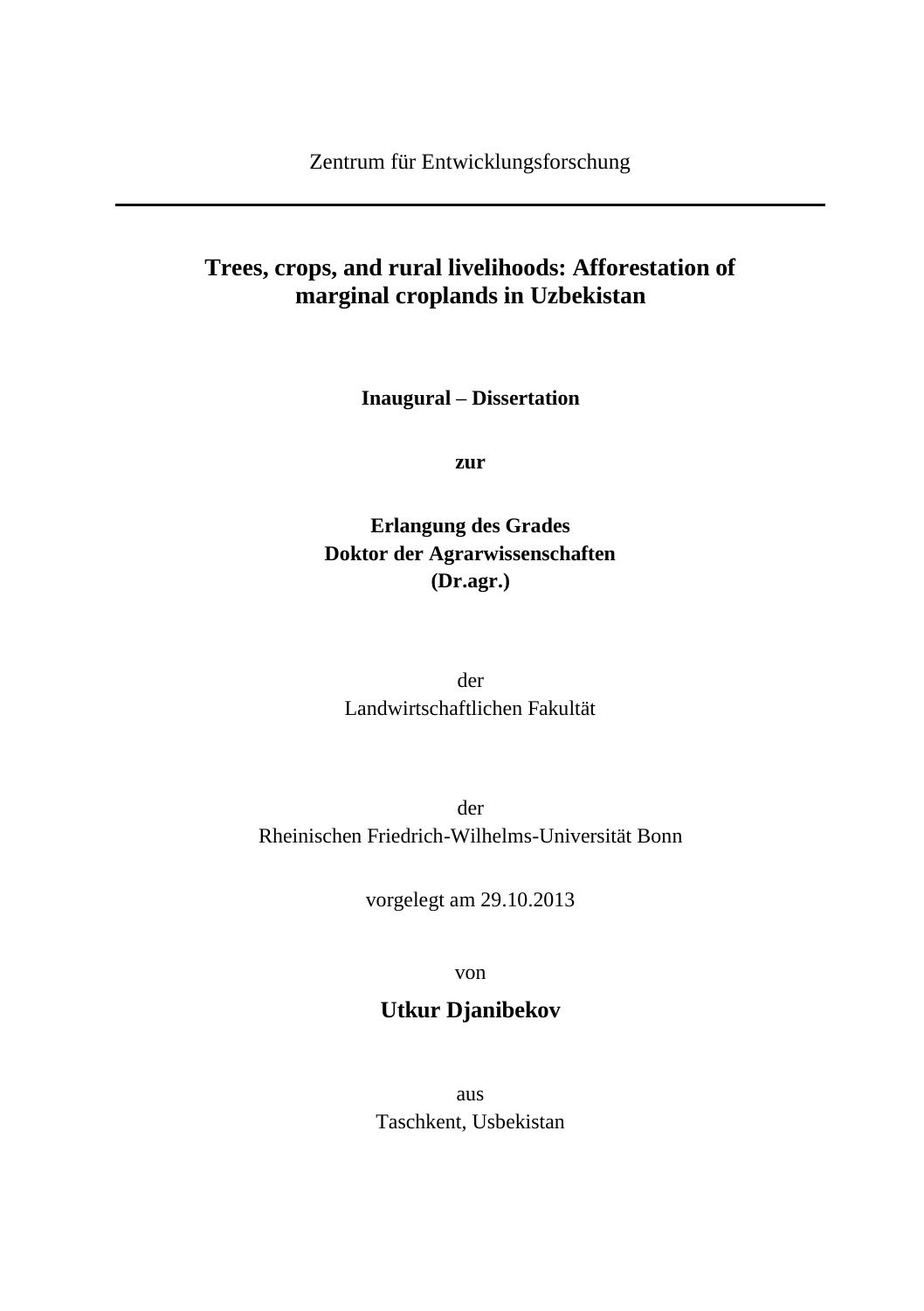Zentrum für Entwicklungsforschung

---

# Trees, crops, and rural livelihoods: Afforestation of marginal croplands in Uzbekistan

**Inaugural – Dissertation**

**zur**

**Erlangung des Grades**
**Doktor der Agrarwissenschaften**
**(Dr.agr.)**

der
Landwirtschaftlichen Fakultät

der
Rheinischen Friedrich-Wilhelms-Universität Bonn

vorgelegt am 29.10.2013

von

**Utkur Djanibekov**

aus
Taschkent, Usbekistan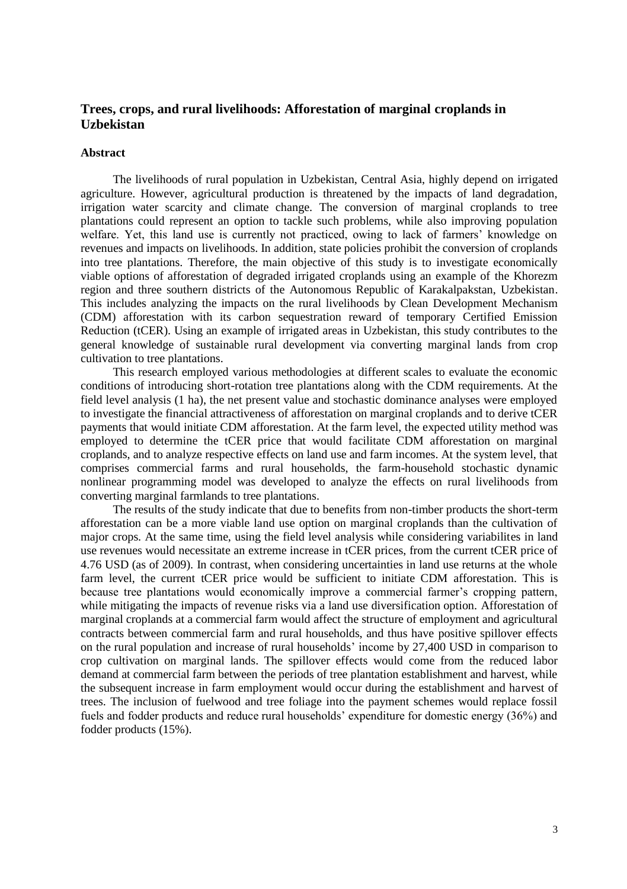## Trees, crops, and rural livelihoods: Afforestation of marginal croplands in Uzbekistan

### Abstract

The livelihoods of rural population in Uzbekistan, Central Asia, highly depend on irrigated agriculture. However, agricultural production is threatened by the impacts of land degradation, irrigation water scarcity and climate change. The conversion of marginal croplands to tree plantations could represent an option to tackle such problems, while also improving population welfare. Yet, this land use is currently not practiced, owing to lack of farmers' knowledge on revenues and impacts on livelihoods. In addition, state policies prohibit the conversion of croplands into tree plantations. Therefore, the main objective of this study is to investigate economically viable options of afforestation of degraded irrigated croplands using an example of the Khorezm region and three southern districts of the Autonomous Republic of Karakalpakstan, Uzbekistan. This includes analyzing the impacts on the rural livelihoods by Clean Development Mechanism (CDM) afforestation with its carbon sequestration reward of temporary Certified Emission Reduction (tCER). Using an example of irrigated areas in Uzbekistan, this study contributes to the general knowledge of sustainable rural development via converting marginal lands from crop cultivation to tree plantations.

This research employed various methodologies at different scales to evaluate the economic conditions of introducing short-rotation tree plantations along with the CDM requirements. At the field level analysis (1 ha), the net present value and stochastic dominance analyses were employed to investigate the financial attractiveness of afforestation on marginal croplands and to derive tCER payments that would initiate CDM afforestation. At the farm level, the expected utility method was employed to determine the tCER price that would facilitate CDM afforestation on marginal croplands, and to analyze respective effects on land use and farm incomes. At the system level, that comprises commercial farms and rural households, the farm-household stochastic dynamic nonlinear programming model was developed to analyze the effects on rural livelihoods from converting marginal farmlands to tree plantations.

The results of the study indicate that due to benefits from non-timber products the short-term afforestation can be a more viable land use option on marginal croplands than the cultivation of major crops. At the same time, using the field level analysis while considering variabilites in land use revenues would necessitate an extreme increase in tCER prices, from the current tCER price of 4.76 USD (as of 2009). In contrast, when considering uncertainties in land use returns at the whole farm level, the current tCER price would be sufficient to initiate CDM afforestation. This is because tree plantations would economically improve a commercial farmer's cropping pattern, while mitigating the impacts of revenue risks via a land use diversification option. Afforestation of marginal croplands at a commercial farm would affect the structure of employment and agricultural contracts between commercial farm and rural households, and thus have positive spillover effects on the rural population and increase of rural households' income by 27,400 USD in comparison to crop cultivation on marginal lands. The spillover effects would come from the reduced labor demand at commercial farm between the periods of tree plantation establishment and harvest, while the subsequent increase in farm employment would occur during the establishment and harvest of trees. The inclusion of fuelwood and tree foliage into the payment schemes would replace fossil fuels and fodder products and reduce rural households' expenditure for domestic energy (36%) and fodder products (15%).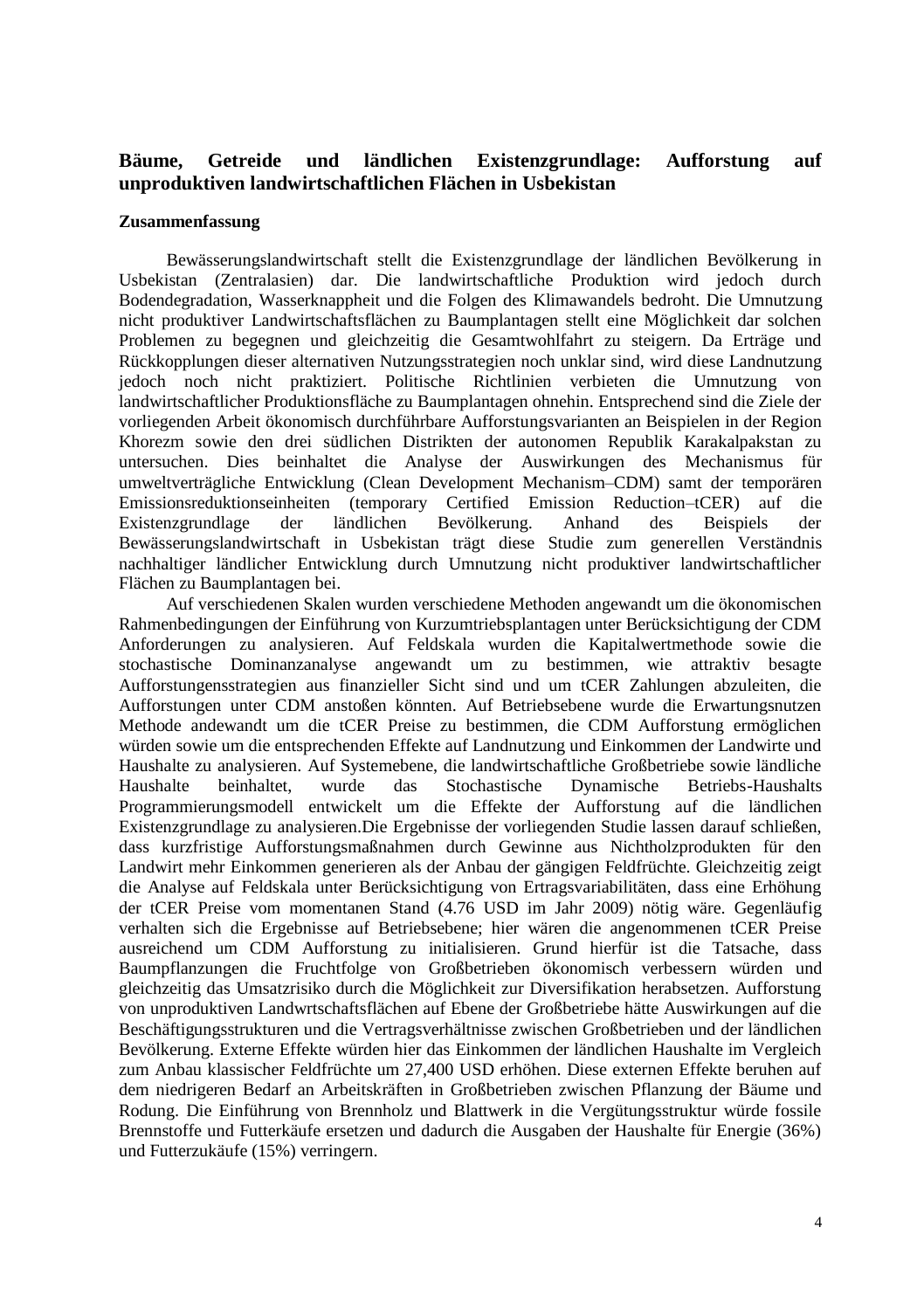**Bäume, Getreide und ländlichen Existenzgrundlage: Aufforstung auf unproduktiven landwirtschaftlichen Flächen in Usbekistan**

**Zusammenfassung**

Bewässerungslandwirtschaft stellt die Existenzgrundlage der ländlichen Bevölkerung in Usbekistan (Zentralasien) dar. Die landwirtschaftliche Produktion wird jedoch durch Bodendegradation, Wasserknappheit und die Folgen des Klimawandels bedroht. Die Umnutzung nicht produktiver Landwirtschaftsflächen zu Baumplantagen stellt eine Möglichkeit dar solchen Problemen zu begegnen und gleichzeitig die Gesamtwohlfahrt zu steigern. Da Erträge und Rückkopplungen dieser alternativen Nutzungsstrategien noch unklar sind, wird diese Landnutzung jedoch noch nicht praktiziert. Politische Richtlinien verbieten die Umnutzung von landwirtschaftlicher Produktionsfläche zu Baumplantagen ohnehin. Entsprechend sind die Ziele der vorliegenden Arbeit ökonomisch durchführbare Aufforstungsvarianten an Beispielen in der Region Khorezm sowie den drei südlichen Distrikten der autonomen Republik Karakalpakstan zu untersuchen. Dies beinhaltet die Analyse der Auswirkungen des Mechanismus für umweltverträgliche Entwicklung (Clean Development Mechanism–CDM) samt der temporären Emissionsreduktionseinheiten (temporary Certified Emission Reduction–tCER) auf die Existenzgrundlage der ländlichen Bevölkerung. Anhand des Beispiels der Bewässerungslandwirtschaft in Usbekistan trägt diese Studie zum generellen Verständnis nachhaltiger ländlicher Entwicklung durch Umnutzung nicht produktiver landwirtschaftlicher Flächen zu Baumplantagen bei.

Auf verschiedenen Skalen wurden verschiedene Methoden angewandt um die ökonomischen Rahmenbedingungen der Einführung von Kurzumtriebsplantagen unter Berücksichtigung der CDM Anforderungen zu analysieren. Auf Feldskala wurden die Kapitalwertmethode sowie die stochastische Dominanzanalyse angewandt um zu bestimmen, wie attraktiv besagte Aufforstungensstrategien aus finanzieller Sicht sind und um tCER Zahlungen abzuleiten, die Aufforstungen unter CDM anstoßen könnten. Auf Betriebsebene wurde die Erwartungsnutzen Methode andewandt um die tCER Preise zu bestimmen, die CDM Aufforstung ermöglichen würden sowie um die entsprechenden Effekte auf Landnutzung und Einkommen der Landwirte und Haushalte zu analysieren. Auf Systemebene, die landwirtschaftliche Großbetriebe sowie ländliche Haushalte beinhaltet, wurde das Stochastische Dynamische Betriebs-Haushalts Programmierungsmodell entwickelt um die Effekte der Aufforstung auf die ländlichen Existenzgrundlage zu analysieren.Die Ergebnisse der vorliegenden Studie lassen darauf schließen, dass kurzfristige Aufforstungsmaßnahmen durch Gewinne aus Nichtholzprodukten für den Landwirt mehr Einkommen generieren als der Anbau der gängigen Feldfrüchte. Gleichzeitig zeigt die Analyse auf Feldskala unter Berücksichtigung von Ertragsvariabilitäten, dass eine Erhöhung der tCER Preise vom momentanen Stand (4.76 USD im Jahr 2009) nötig wäre. Gegenläufig verhalten sich die Ergebnisse auf Betriebsebene; hier wären die angenommenen tCER Preise ausreichend um CDM Aufforstung zu initialisieren. Grund hierfür ist die Tatsache, dass Baumpflanzungen die Fruchtfolge von Großbetrieben ökonomisch verbessern würden und gleichzeitig das Umsatzrisiko durch die Möglichkeit zur Diversifikation herabsetzen. Aufforstung von unproduktiven Landwrtschaftsflächen auf Ebene der Großbetriebe hätte Auswirkungen auf die Beschäftigungsstrukturen und die Vertragsverhältnisse zwischen Großbetrieben und der ländlichen Bevölkerung. Externe Effekte würden hier das Einkommen der ländlichen Haushalte im Vergleich zum Anbau klassischer Feldfrüchte um 27,400 USD erhöhen. Diese externen Effekte beruhen auf dem niedrigeren Bedarf an Arbeitskräften in Großbetrieben zwischen Pflanzung der Bäume und Rodung. Die Einführung von Brennholz und Blattwerk in die Vergütungsstruktur würde fossile Brennstoffe und Futterkäufe ersetzen und dadurch die Ausgaben der Haushalte für Energie (36%) und Futterzukäufe (15%) verringern.